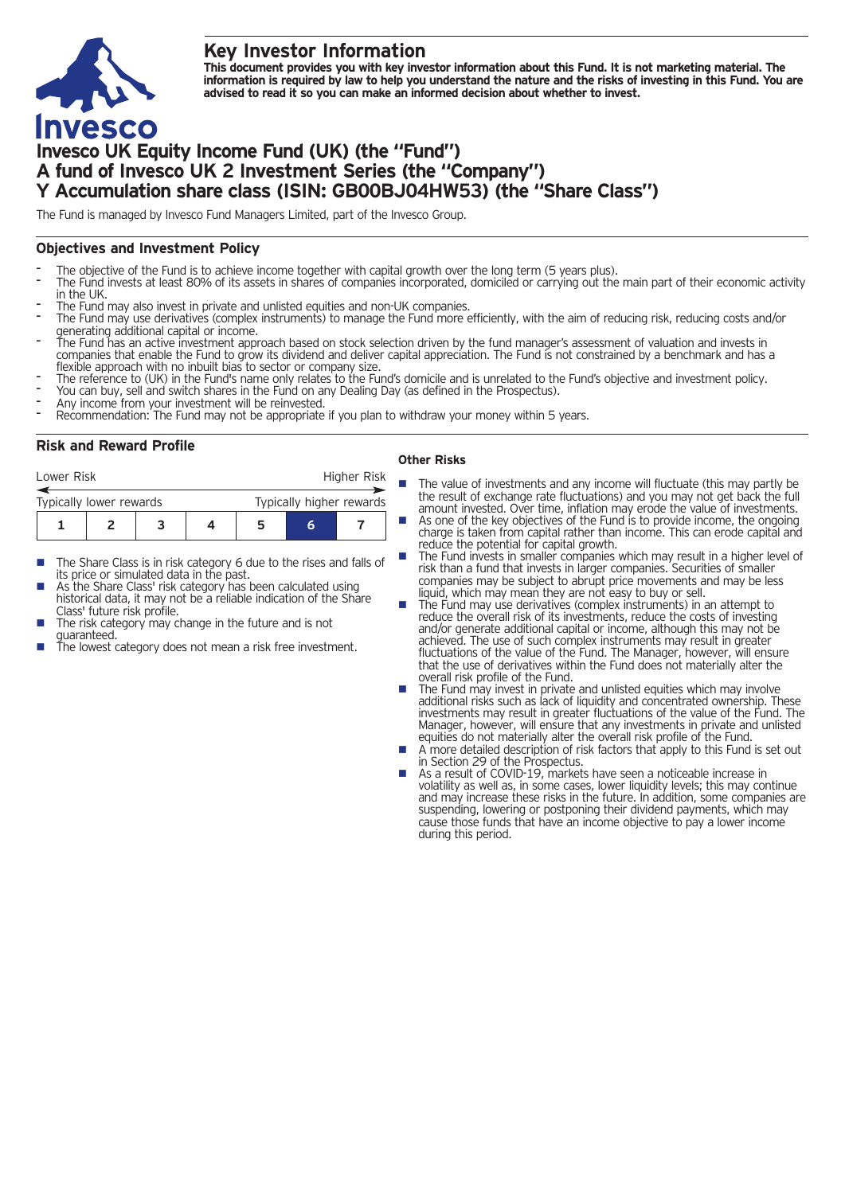# Key Investor Information

**This document provides you with key investor information about this Fund. It is not marketing material. The information is required by law to help you understand the nature and the risks of investing in this Fund. You are advised to read it so you can make an informed decision about whether to invest.**

# Invesco UK Equity Income Fund (UK) (the "Fund")
# A fund of Invesco UK 2 Investment Series (the "Company")
# Y Accumulation share class (ISIN: GB00BJ04HW53) (the "Share Class")

The Fund is managed by Invesco Fund Managers Limited, part of the Invesco Group.

## Objectives and Investment Policy

- The objective of the Fund is to achieve income together with capital growth over the long term (5 years plus).
- The Fund invests at least 80% of its assets in shares of companies incorporated, domiciled or carrying out the main part of their economic activity in the UK.
- The Fund may also invest in private and unlisted equities and non-UK companies.
- The Fund may use derivatives (complex instruments) to manage the Fund more efficiently, with the aim of reducing risk, reducing costs and/or generating additional capital or income.
- The Fund has an active investment approach based on stock selection driven by the fund manager's assessment of valuation and invests in companies that enable the Fund to grow its dividend and deliver capital appreciation. The Fund is not constrained by a benchmark and has a flexible approach with no inbuilt bias to sector or company size.
- The reference to (UK) in the Fund's name only relates to the Fund's domicile and is unrelated to the Fund's objective and investment policy.
- You can buy, sell and switch shares in the Fund on any Dealing Day (as defined in the Prospectus).
- Any income from your investment will be reinvested.
- Recommendation: The Fund may not be appropriate if you plan to withdraw your money within 5 years.

## Risk and Reward Profile

| Lower Risk | | | | | | Higher Risk |
|---|---|---|---|---|---|---|
| Typically lower rewards | | | | | | Typically higher rewards |
| 1 | 2 | 3 | 4 | 5 | **6** | 7 |

- The Share Class is in risk category 6 due to the rises and falls of its price or simulated data in the past.
- As the Share Class' risk category has been calculated using historical data, it may not be a reliable indication of the Share Class' future risk profile.
- The risk category may change in the future and is not guaranteed.
- The lowest category does not mean a risk free investment.

### Other Risks

- The value of investments and any income will fluctuate (this may partly be the result of exchange rate fluctuations) and you may not get back the full amount invested. Over time, inflation may erode the value of investments.
- As one of the key objectives of the Fund is to provide income, the ongoing charge is taken from capital rather than income. This can erode capital and reduce the potential for capital growth.
- The Fund invests in smaller companies which may result in a higher level of risk than a fund that invests in larger companies. Securities of smaller companies may be subject to abrupt price movements and may be less liquid, which may mean they are not easy to buy or sell.
- The Fund may use derivatives (complex instruments) in an attempt to reduce the overall risk of its investments, reduce the costs of investing and/or generate additional capital or income, although this may not be achieved. The use of such complex instruments may result in greater fluctuations of the value of the Fund. The Manager, however, will ensure that the use of derivatives within the Fund does not materially alter the overall risk profile of the Fund.
- The Fund may invest in private and unlisted equities which may involve additional risks such as lack of liquidity and concentrated ownership. These investments may result in greater fluctuations of the value of the Fund. The Manager, however, will ensure that any investments in private and unlisted equities do not materially alter the overall risk profile of the Fund.
- A more detailed description of risk factors that apply to this Fund is set out in Section 29 of the Prospectus.
- As a result of COVID-19, markets have seen a noticeable increase in volatility as well as, in some cases, lower liquidity levels; this may continue and may increase these risks in the future. In addition, some companies are suspending, lowering or postponing their dividend payments, which may cause those funds that have an income objective to pay a lower income during this period.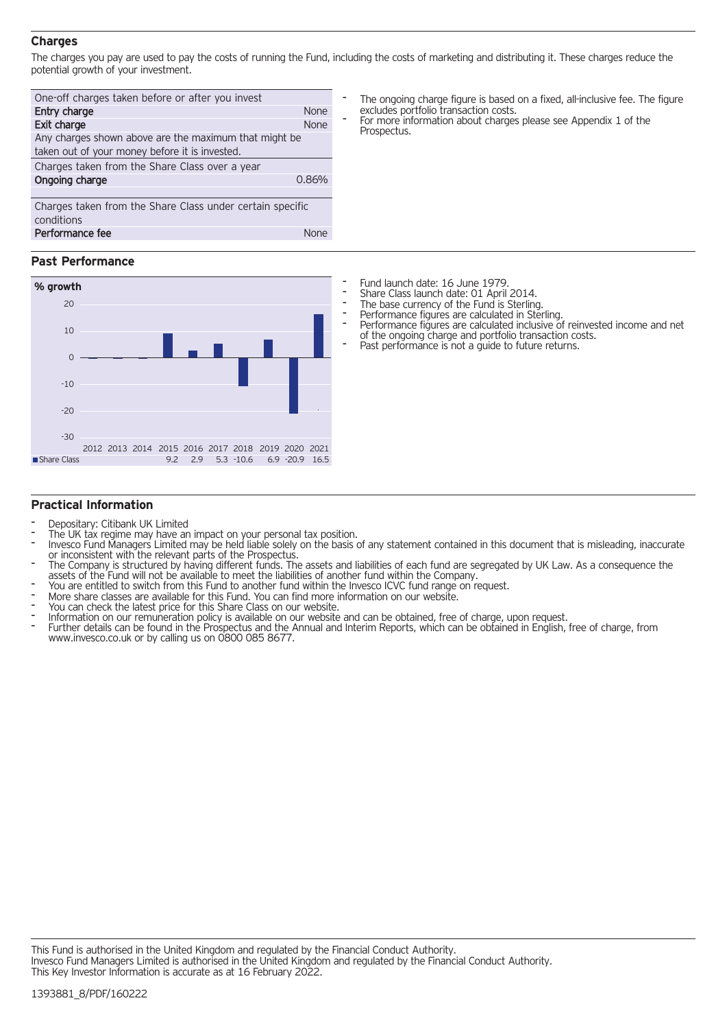## Charges

The charges you pay are used to pay the costs of running the Fund, including the costs of marketing and distributing it. These charges reduce the potential growth of your investment.

| | |
|---|---|
| One-off charges taken before or after you invest | |
| **Entry charge** | None |
| **Exit charge** | None |
| Any charges shown above are the maximum that might be taken out of your money before it is invested. | |
| Charges taken from the Share Class over a year | |
| **Ongoing charge** | 0.86% |
| Charges taken from the Share Class under certain specific conditions | |
| **Performance fee** | None |

- The ongoing charge figure is based on a fixed, all-inclusive fee. The figure excludes portfolio transaction costs.
- For more information about charges please see Appendix 1 of the Prospectus.

## Past Performance

% growth

20
10
0
-10
-20
-30

2012 2013 2014 2015 2016 2017 2018 2019 2020 2021

Share Class 9.2 2.9 5.3 -10.6 6.9 -20.9 16.5

- Fund launch date: 16 June 1979.
- Share Class launch date: 01 April 2014.
- The base currency of the Fund is Sterling.
- Performance figures are calculated in Sterling.
- Performance figures are calculated inclusive of reinvested income and net of the ongoing charge and portfolio transaction costs.
- Past performance is not a guide to future returns.

## Practical Information

- Depositary: Citibank UK Limited
- The UK tax regime may have an impact on your personal tax position.
- Invesco Fund Managers Limited may be held liable solely on the basis of any statement contained in this document that is misleading, inaccurate or inconsistent with the relevant parts of the Prospectus.
- The Company is structured by having different funds. The assets and liabilities of each fund are segregated by UK Law. As a consequence the assets of the Fund will not be available to meet the liabilities of another fund within the Company.
- You are entitled to switch from this Fund to another fund within the Invesco ICVC fund range on request.
- More share classes are available for this Fund. You can find more information on our website.
- You can check the latest price for this Share Class on our website.
- Information on our remuneration policy is available on our website and can be obtained, free of charge, upon request.
- Further details can be found in the Prospectus and the Annual and Interim Reports, which can be obtained in English, free of charge, from www.invesco.co.uk or by calling us on 0800 085 8677.

This Fund is authorised in the United Kingdom and regulated by the Financial Conduct Authority.
Invesco Fund Managers Limited is authorised in the United Kingdom and regulated by the Financial Conduct Authority.
This Key Investor Information is accurate as at 16 February 2022.

1393881_8/PDF/160222